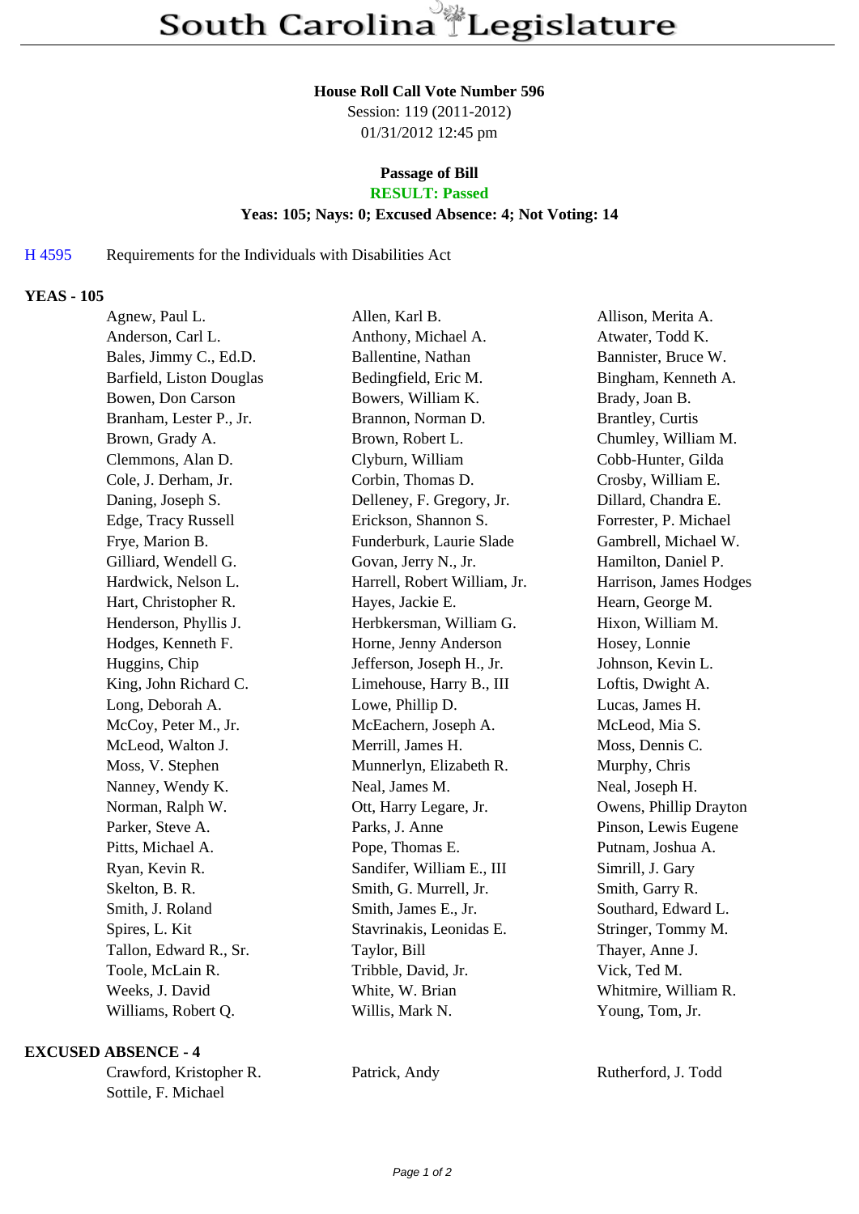# South Carolina Legislature

**House Roll Call Vote Number 596**
Session: 119 (2011-2012)
01/31/2012 12:45 pm

**Passage of Bill**
**RESULT: Passed**
**Yeas: 105; Nays: 0; Excused Absence: 4; Not Voting: 14**

H 4595 Requirements for the Individuals with Disabilities Act

## YEAS - 105

| | | |
|---|---|---|
| Agnew, Paul L. | Allen, Karl B. | Allison, Merita A. |
| Anderson, Carl L. | Anthony, Michael A. | Atwater, Todd K. |
| Bales, Jimmy C., Ed.D. | Ballentine, Nathan | Bannister, Bruce W. |
| Barfield, Liston Douglas | Bedingfield, Eric M. | Bingham, Kenneth A. |
| Bowen, Don Carson | Bowers, William K. | Brady, Joan B. |
| Branham, Lester P., Jr. | Brannon, Norman D. | Brantley, Curtis |
| Brown, Grady A. | Brown, Robert L. | Chumley, William M. |
| Clemmons, Alan D. | Clyburn, William | Cobb-Hunter, Gilda |
| Cole, J. Derham, Jr. | Corbin, Thomas D. | Crosby, William E. |
| Daning, Joseph S. | Delleney, F. Gregory, Jr. | Dillard, Chandra E. |
| Edge, Tracy Russell | Erickson, Shannon S. | Forrester, P. Michael |
| Frye, Marion B. | Funderburk, Laurie Slade | Gambrell, Michael W. |
| Gilliard, Wendell G. | Govan, Jerry N., Jr. | Hamilton, Daniel P. |
| Hardwick, Nelson L. | Harrell, Robert William, Jr. | Harrison, James Hodges |
| Hart, Christopher R. | Hayes, Jackie E. | Hearn, George M. |
| Henderson, Phyllis J. | Herbkersman, William G. | Hixon, William M. |
| Hodges, Kenneth F. | Horne, Jenny Anderson | Hosey, Lonnie |
| Huggins, Chip | Jefferson, Joseph H., Jr. | Johnson, Kevin L. |
| King, John Richard C. | Limehouse, Harry B., III | Loftis, Dwight A. |
| Long, Deborah A. | Lowe, Phillip D. | Lucas, James H. |
| McCoy, Peter M., Jr. | McEachern, Joseph A. | McLeod, Mia S. |
| McLeod, Walton J. | Merrill, James H. | Moss, Dennis C. |
| Moss, V. Stephen | Munnerlyn, Elizabeth R. | Murphy, Chris |
| Nanney, Wendy K. | Neal, James M. | Neal, Joseph H. |
| Norman, Ralph W. | Ott, Harry Legare, Jr. | Owens, Phillip Drayton |
| Parker, Steve A. | Parks, J. Anne | Pinson, Lewis Eugene |
| Pitts, Michael A. | Pope, Thomas E. | Putnam, Joshua A. |
| Ryan, Kevin R. | Sandifer, William E., III | Simrill, J. Gary |
| Skelton, B. R. | Smith, G. Murrell, Jr. | Smith, Garry R. |
| Smith, J. Roland | Smith, James E., Jr. | Southard, Edward L. |
| Spires, L. Kit | Stavrinakis, Leonidas E. | Stringer, Tommy M. |
| Tallon, Edward R., Sr. | Taylor, Bill | Thayer, Anne J. |
| Toole, McLain R. | Tribble, David, Jr. | Vick, Ted M. |
| Weeks, J. David | White, W. Brian | Whitmire, William R. |
| Williams, Robert Q. | Willis, Mark N. | Young, Tom, Jr. |

## EXCUSED ABSENCE - 4

| | | |
|---|---|---|
| Crawford, Kristopher R. | Patrick, Andy | Rutherford, J. Todd |
| Sottile, F. Michael | | |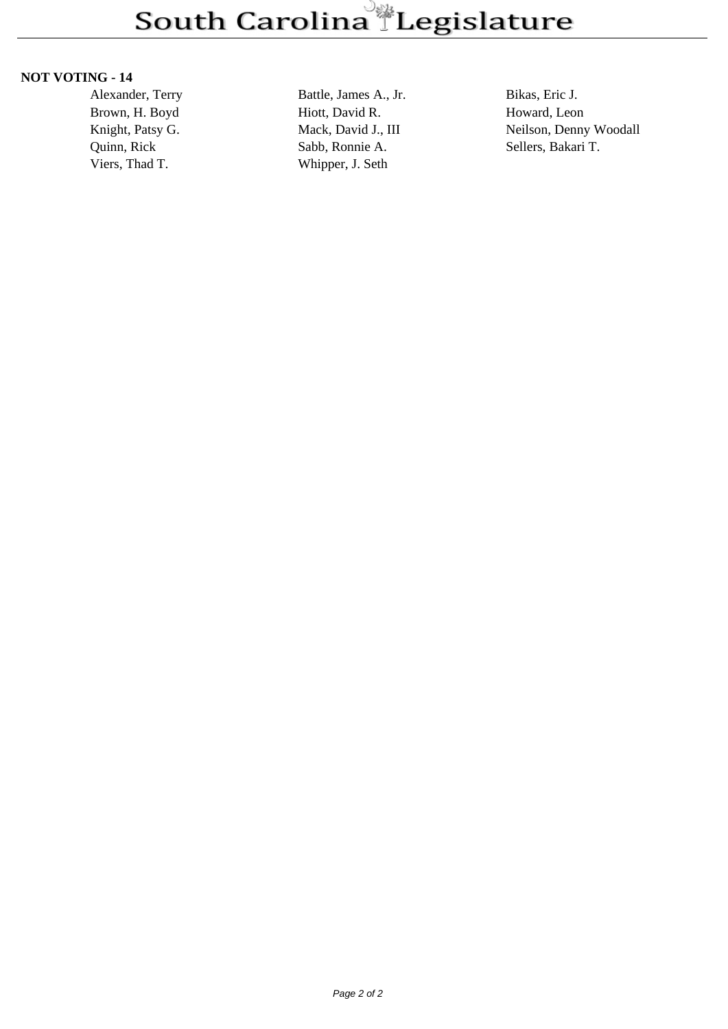**NOT VOTING - 14**

| | | |
|---|---|---|
| Alexander, Terry | Battle, James A., Jr. | Bikas, Eric J. |
| Brown, H. Boyd | Hiott, David R. | Howard, Leon |
| Knight, Patsy G. | Mack, David J., III | Neilson, Denny Woodall |
| Quinn, Rick | Sabb, Ronnie A. | Sellers, Bakari T. |
| Viers, Thad T. | Whipper, J. Seth | |